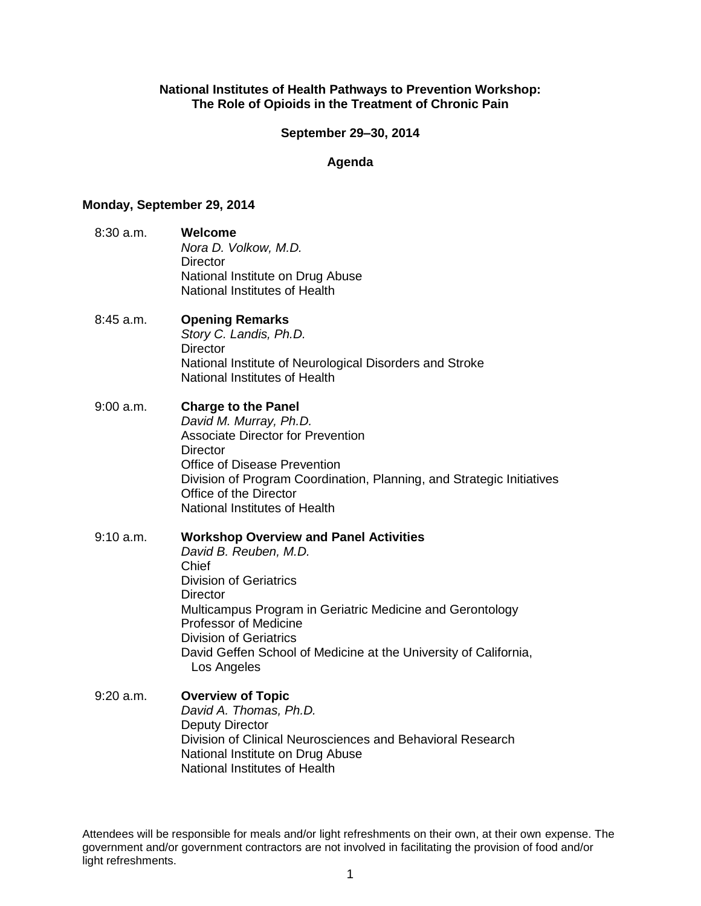**National Institutes of Health Pathways to Prevention Workshop:**
**The Role of Opioids in the Treatment of Chronic Pain**

**September 29–30, 2014**

**Agenda**

**Monday, September 29, 2014**

8:30 a.m. **Welcome**
*Nora D. Volkow, M.D.*
Director
National Institute on Drug Abuse
National Institutes of Health

8:45 a.m. **Opening Remarks**
*Story C. Landis, Ph.D.*
Director
National Institute of Neurological Disorders and Stroke
National Institutes of Health

9:00 a.m. **Charge to the Panel**
*David M. Murray, Ph.D.*
Associate Director for Prevention
Director
Office of Disease Prevention
Division of Program Coordination, Planning, and Strategic Initiatives
Office of the Director
National Institutes of Health

9:10 a.m. **Workshop Overview and Panel Activities**
*David B. Reuben, M.D.*
Chief
Division of Geriatrics
Director
Multicampus Program in Geriatric Medicine and Gerontology
Professor of Medicine
Division of Geriatrics
David Geffen School of Medicine at the University of California, Los Angeles

9:20 a.m. **Overview of Topic**
*David A. Thomas, Ph.D.*
Deputy Director
Division of Clinical Neurosciences and Behavioral Research
National Institute on Drug Abuse
National Institutes of Health

Attendees will be responsible for meals and/or light refreshments on their own, at their own expense. The government and/or government contractors are not involved in facilitating the provision of food and/or light refreshments.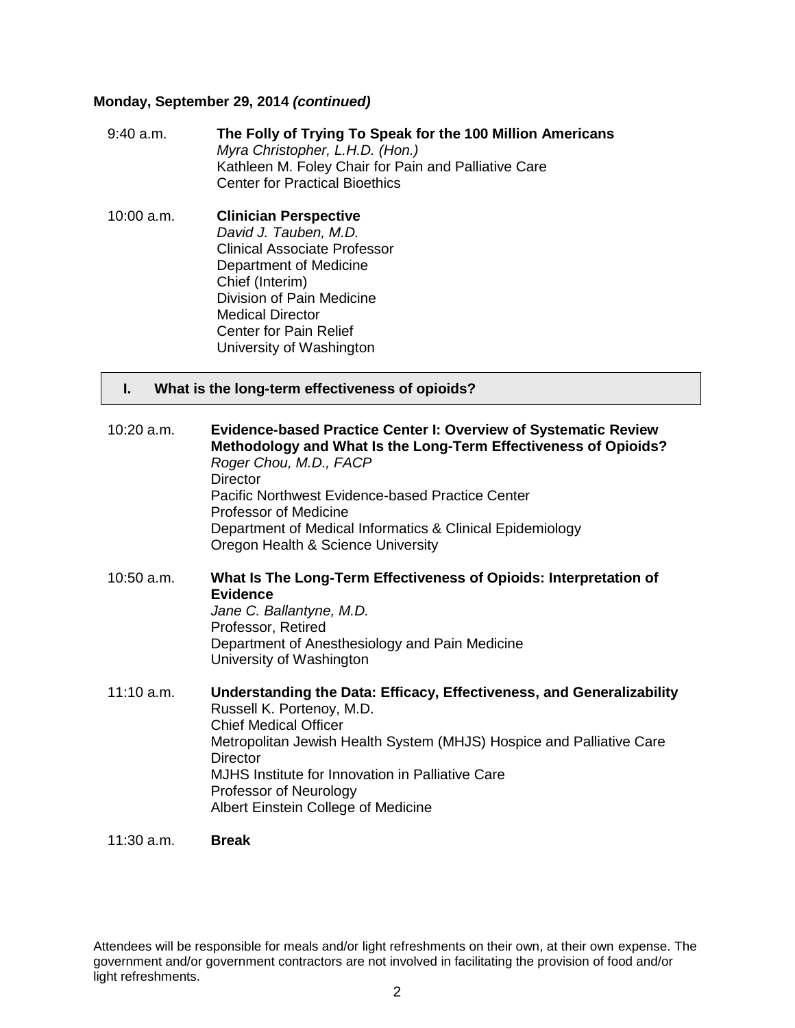**Monday, September 29, 2014** ***(continued)***

9:40 a.m. **The Folly of Trying To Speak for the 100 Million Americans**
*Myra Christopher, L.H.D. (Hon.)*
Kathleen M. Foley Chair for Pain and Palliative Care
Center for Practical Bioethics

10:00 a.m. **Clinician Perspective**
*David J. Tauben, M.D.*
Clinical Associate Professor
Department of Medicine
Chief (Interim)
Division of Pain Medicine
Medical Director
Center for Pain Relief
University of Washington

## I. What is the long-term effectiveness of opioids?

10:20 a.m. **Evidence-based Practice Center I: Overview of Systematic Review Methodology and What Is the Long-Term Effectiveness of Opioids?**
*Roger Chou, M.D., FACP*
Director
Pacific Northwest Evidence-based Practice Center
Professor of Medicine
Department of Medical Informatics & Clinical Epidemiology
Oregon Health & Science University

10:50 a.m. **What Is The Long-Term Effectiveness of Opioids: Interpretation of Evidence**
*Jane C. Ballantyne, M.D.*
Professor, Retired
Department of Anesthesiology and Pain Medicine
University of Washington

11:10 a.m. **Understanding the Data: Efficacy, Effectiveness, and Generalizability**
Russell K. Portenoy, M.D.
Chief Medical Officer
Metropolitan Jewish Health System (MHJS) Hospice and Palliative Care
Director
MJHS Institute for Innovation in Palliative Care
Professor of Neurology
Albert Einstein College of Medicine

11:30 a.m. **Break**

Attendees will be responsible for meals and/or light refreshments on their own, at their own expense. The government and/or government contractors are not involved in facilitating the provision of food and/or light refreshments.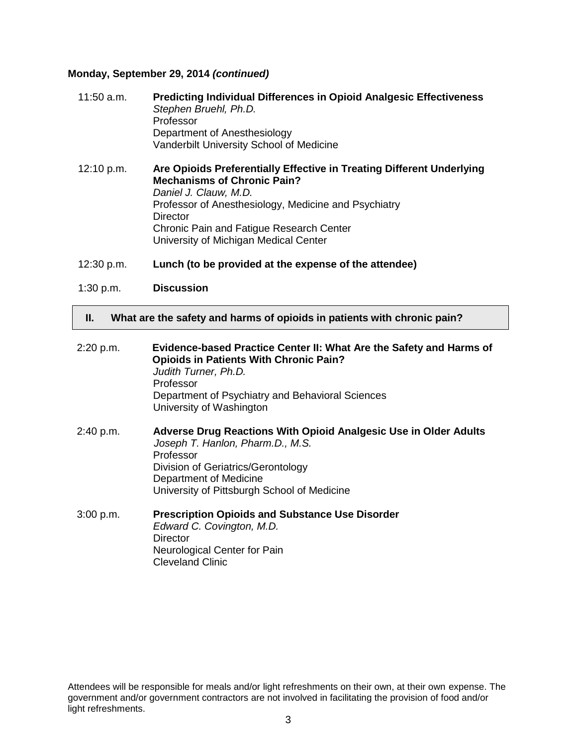**Monday, September 29, 2014 *(continued)***

11:50 a.m. **Predicting Individual Differences in Opioid Analgesic Effectiveness**
*Stephen Bruehl, Ph.D.*
Professor
Department of Anesthesiology
Vanderbilt University School of Medicine

12:10 p.m. **Are Opioids Preferentially Effective in Treating Different Underlying Mechanisms of Chronic Pain?**
*Daniel J. Clauw, M.D.*
Professor of Anesthesiology, Medicine and Psychiatry
Director
Chronic Pain and Fatigue Research Center
University of Michigan Medical Center

12:30 p.m. **Lunch (to be provided at the expense of the attendee)**

1:30 p.m. **Discussion**

## II. What are the safety and harms of opioids in patients with chronic pain?

2:20 p.m. **Evidence-based Practice Center II: What Are the Safety and Harms of Opioids in Patients With Chronic Pain?**
*Judith Turner, Ph.D.*
Professor
Department of Psychiatry and Behavioral Sciences
University of Washington

2:40 p.m. **Adverse Drug Reactions With Opioid Analgesic Use in Older Adults**
*Joseph T. Hanlon, Pharm.D., M.S.*
Professor
Division of Geriatrics/Gerontology
Department of Medicine
University of Pittsburgh School of Medicine

3:00 p.m. **Prescription Opioids and Substance Use Disorder**
*Edward C. Covington, M.D.*
Director
Neurological Center for Pain
Cleveland Clinic

Attendees will be responsible for meals and/or light refreshments on their own, at their own expense. The government and/or government contractors are not involved in facilitating the provision of food and/or light refreshments.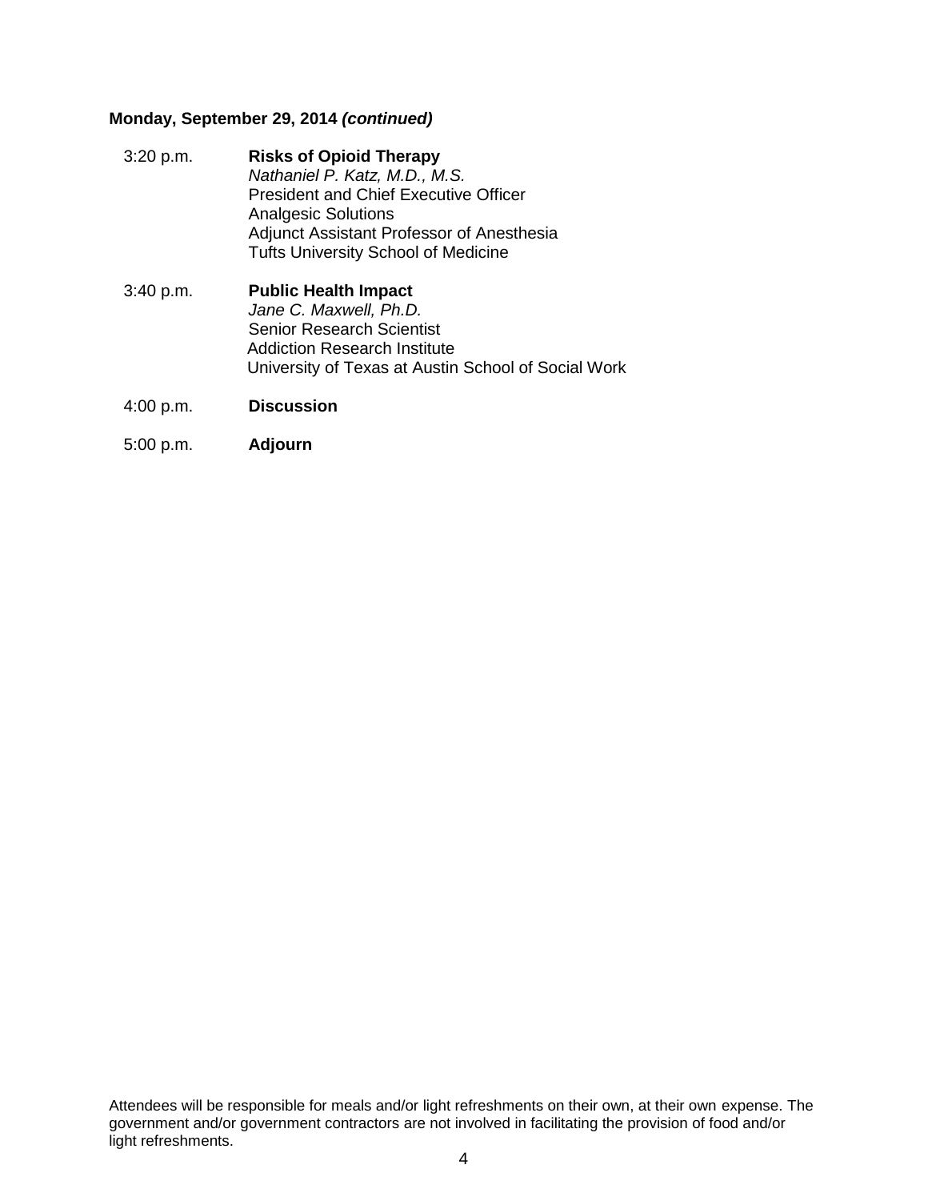**Monday, September 29, 2014 *(continued)***

| | |
|---|---|
| 3:20 p.m. | **Risks of Opioid Therapy**<br>*Nathaniel P. Katz, M.D., M.S.*<br>President and Chief Executive Officer<br>Analgesic Solutions<br>Adjunct Assistant Professor of Anesthesia<br>Tufts University School of Medicine |
| 3:40 p.m. | **Public Health Impact**<br>*Jane C. Maxwell, Ph.D.*<br>Senior Research Scientist<br>Addiction Research Institute<br>University of Texas at Austin School of Social Work |
| 4:00 p.m. | **Discussion** |
| 5:00 p.m. | **Adjourn** |

Attendees will be responsible for meals and/or light refreshments on their own, at their own expense. The government and/or government contractors are not involved in facilitating the provision of food and/or light refreshments.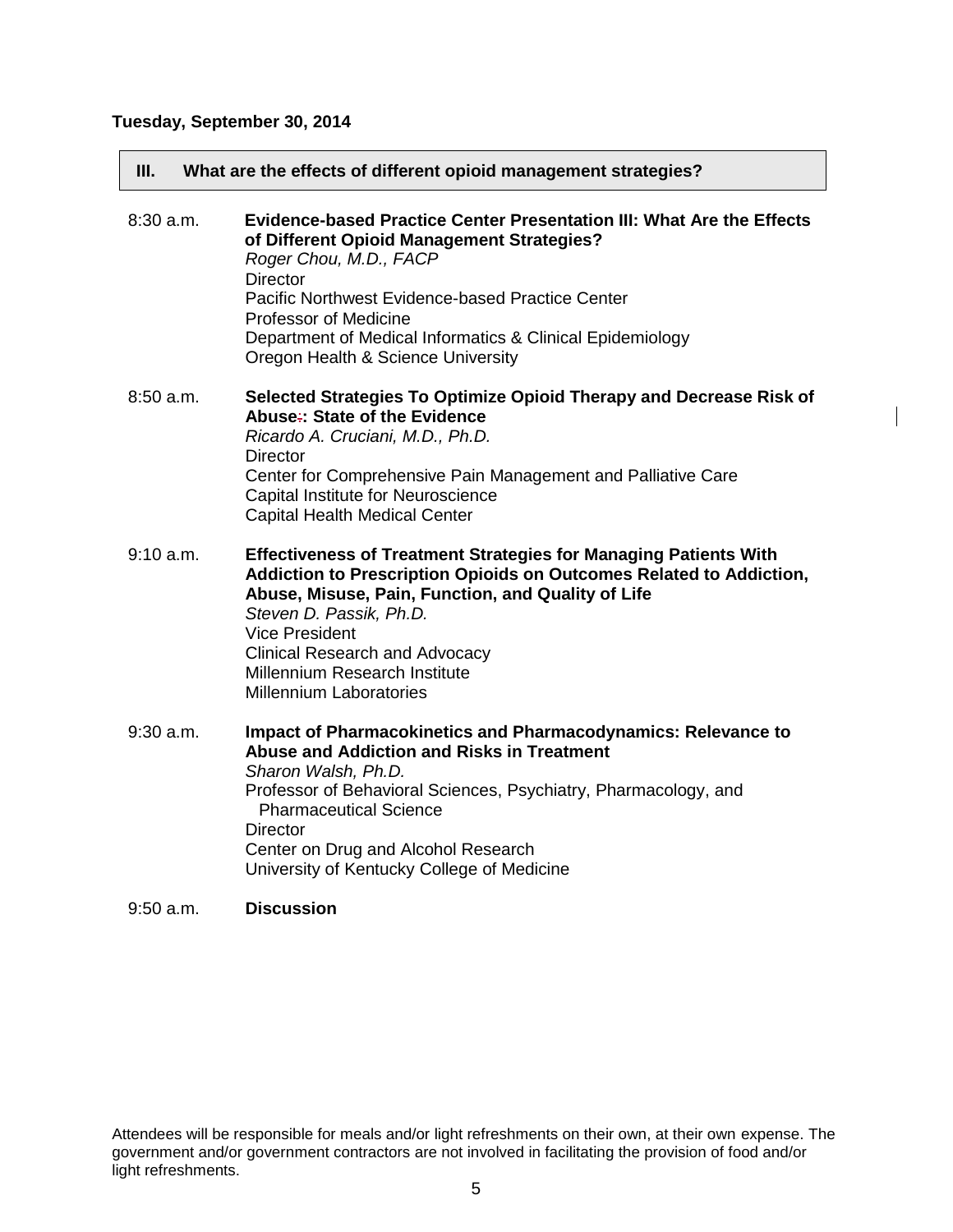**Tuesday, September 30, 2014**

## III. What are the effects of different opioid management strategies?

8:30 a.m. **Evidence-based Practice Center Presentation III: What Are the Effects of Different Opioid Management Strategies?**
*Roger Chou, M.D., FACP*
Director
Pacific Northwest Evidence-based Practice Center
Professor of Medicine
Department of Medical Informatics & Clinical Epidemiology
Oregon Health & Science University

8:50 a.m. **Selected Strategies To Optimize Opioid Therapy and Decrease Risk of Abuse: State of the Evidence**
*Ricardo A. Cruciani, M.D., Ph.D.*
Director
Center for Comprehensive Pain Management and Palliative Care
Capital Institute for Neuroscience
Capital Health Medical Center

9:10 a.m. **Effectiveness of Treatment Strategies for Managing Patients With Addiction to Prescription Opioids on Outcomes Related to Addiction, Abuse, Misuse, Pain, Function, and Quality of Life**
*Steven D. Passik, Ph.D.*
Vice President
Clinical Research and Advocacy
Millennium Research Institute
Millennium Laboratories

9:30 a.m. **Impact of Pharmacokinetics and Pharmacodynamics: Relevance to Abuse and Addiction and Risks in Treatment**
*Sharon Walsh, Ph.D.*
Professor of Behavioral Sciences, Psychiatry, Pharmacology, and Pharmaceutical Science
Director
Center on Drug and Alcohol Research
University of Kentucky College of Medicine

9:50 a.m. **Discussion**

Attendees will be responsible for meals and/or light refreshments on their own, at their own expense. The government and/or government contractors are not involved in facilitating the provision of food and/or light refreshments.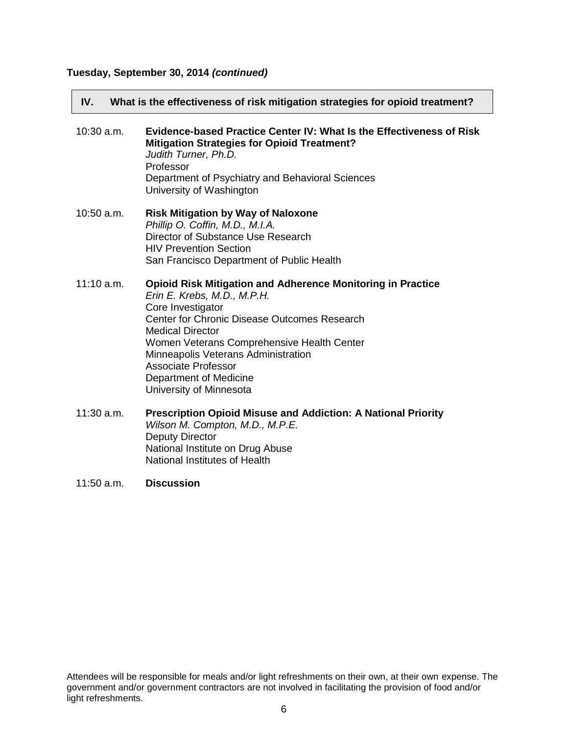**Tuesday, September 30, 2014 *(continued)***

## IV. What is the effectiveness of risk mitigation strategies for opioid treatment?

10:30 a.m. **Evidence-based Practice Center IV: What Is the Effectiveness of Risk Mitigation Strategies for Opioid Treatment?**
*Judith Turner, Ph.D.*
Professor
Department of Psychiatry and Behavioral Sciences
University of Washington

10:50 a.m. **Risk Mitigation by Way of Naloxone**
*Phillip O. Coffin, M.D., M.I.A.*
Director of Substance Use Research
HIV Prevention Section
San Francisco Department of Public Health

11:10 a.m. **Opioid Risk Mitigation and Adherence Monitoring in Practice**
*Erin E. Krebs, M.D., M.P.H.*
Core Investigator
Center for Chronic Disease Outcomes Research
Medical Director
Women Veterans Comprehensive Health Center
Minneapolis Veterans Administration
Associate Professor
Department of Medicine
University of Minnesota

11:30 a.m. **Prescription Opioid Misuse and Addiction: A National Priority**
*Wilson M. Compton, M.D., M.P.E.*
Deputy Director
National Institute on Drug Abuse
National Institutes of Health

11:50 a.m. **Discussion**

Attendees will be responsible for meals and/or light refreshments on their own, at their own expense. The government and/or government contractors are not involved in facilitating the provision of food and/or light refreshments.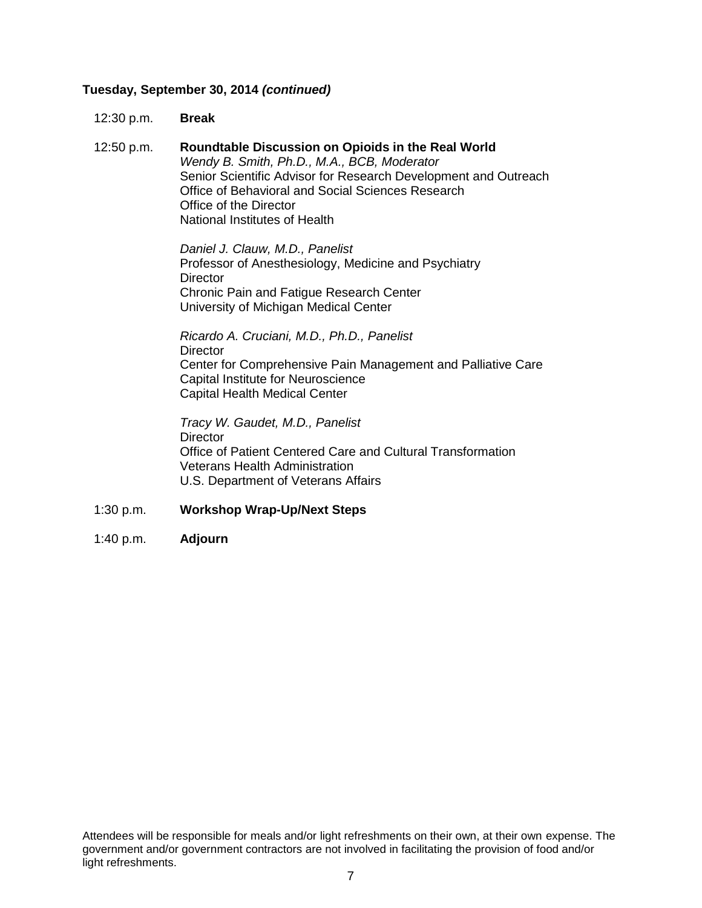**Tuesday, September 30, 2014 *(continued)***

12:30 p.m. **Break**

12:50 p.m. **Roundtable Discussion on Opioids in the Real World**
*Wendy B. Smith, Ph.D., M.A., BCB, Moderator*
Senior Scientific Advisor for Research Development and Outreach
Office of Behavioral and Social Sciences Research
Office of the Director
National Institutes of Health

*Daniel J. Clauw, M.D., Panelist*
Professor of Anesthesiology, Medicine and Psychiatry
Director
Chronic Pain and Fatigue Research Center
University of Michigan Medical Center

*Ricardo A. Cruciani, M.D., Ph.D., Panelist*
Director
Center for Comprehensive Pain Management and Palliative Care
Capital Institute for Neuroscience
Capital Health Medical Center

*Tracy W. Gaudet, M.D., Panelist*
Director
Office of Patient Centered Care and Cultural Transformation
Veterans Health Administration
U.S. Department of Veterans Affairs

1:30 p.m. **Workshop Wrap-Up/Next Steps**

1:40 p.m. **Adjourn**

Attendees will be responsible for meals and/or light refreshments on their own, at their own expense. The government and/or government contractors are not involved in facilitating the provision of food and/or light refreshments.